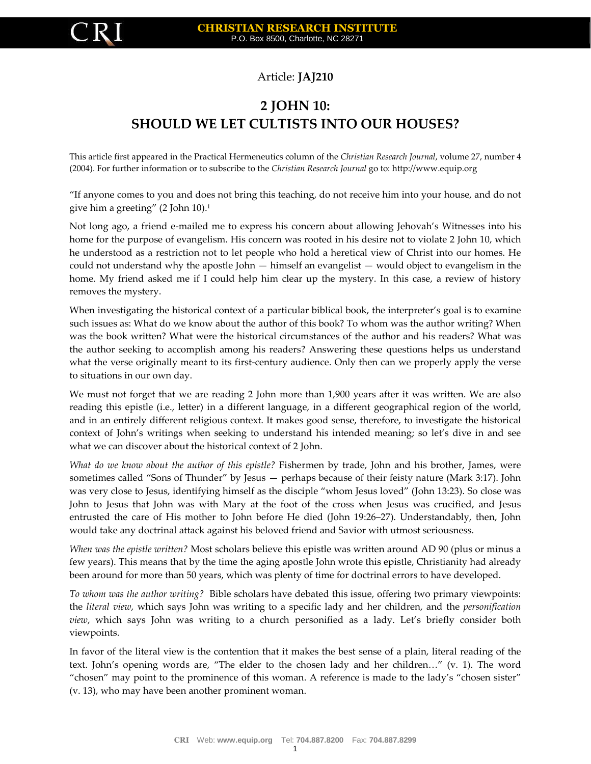Article: **JAJ210**

# 2 JOHN 10: SHOULD WE LET CULTISTS INTO OUR HOUSES?

This article first appeared in the Practical Hermeneutics column of the *Christian Research Journal*, volume 27, number 4 (2004). For further information or to subscribe to the *Christian Research Journal* go to: http://www.equip.org

"If anyone comes to you and does not bring this teaching, do not receive him into your house, and do not give him a greeting" (2 John 10).[1]

Not long ago, a friend e-mailed me to express his concern about allowing Jehovah's Witnesses into his home for the purpose of evangelism. His concern was rooted in his desire not to violate 2 John 10, which he understood as a restriction not to let people who hold a heretical view of Christ into our homes. He could not understand why the apostle John — himself an evangelist — would object to evangelism in the home. My friend asked me if I could help him clear up the mystery. In this case, a review of history removes the mystery.

When investigating the historical context of a particular biblical book, the interpreter's goal is to examine such issues as: What do we know about the author of this book? To whom was the author writing? When was the book written? What were the historical circumstances of the author and his readers? What was the author seeking to accomplish among his readers? Answering these questions helps us understand what the verse originally meant to its first-century audience. Only then can we properly apply the verse to situations in our own day.

We must not forget that we are reading 2 John more than 1,900 years after it was written. We are also reading this epistle (i.e., letter) in a different language, in a different geographical region of the world, and in an entirely different religious context. It makes good sense, therefore, to investigate the historical context of John's writings when seeking to understand his intended meaning; so let's dive in and see what we can discover about the historical context of 2 John.

*What do we know about the author of this epistle?* Fishermen by trade, John and his brother, James, were sometimes called "Sons of Thunder" by Jesus — perhaps because of their feisty nature (Mark 3:17). John was very close to Jesus, identifying himself as the disciple "whom Jesus loved" (John 13:23). So close was John to Jesus that John was with Mary at the foot of the cross when Jesus was crucified, and Jesus entrusted the care of His mother to John before He died (John 19:26–27). Understandably, then, John would take any doctrinal attack against his beloved friend and Savior with utmost seriousness.

*When was the epistle written?* Most scholars believe this epistle was written around AD 90 (plus or minus a few years). This means that by the time the aging apostle John wrote this epistle, Christianity had already been around for more than 50 years, which was plenty of time for doctrinal errors to have developed.

*To whom was the author writing?* Bible scholars have debated this issue, offering two primary viewpoints: the *literal view*, which says John was writing to a specific lady and her children, and the *personification view*, which says John was writing to a church personified as a lady. Let's briefly consider both viewpoints.

In favor of the literal view is the contention that it makes the best sense of a plain, literal reading of the text. John's opening words are, "The elder to the chosen lady and her children…" (v. 1). The word "chosen" may point to the prominence of this woman. A reference is made to the lady's "chosen sister" (v. 13), who may have been another prominent woman.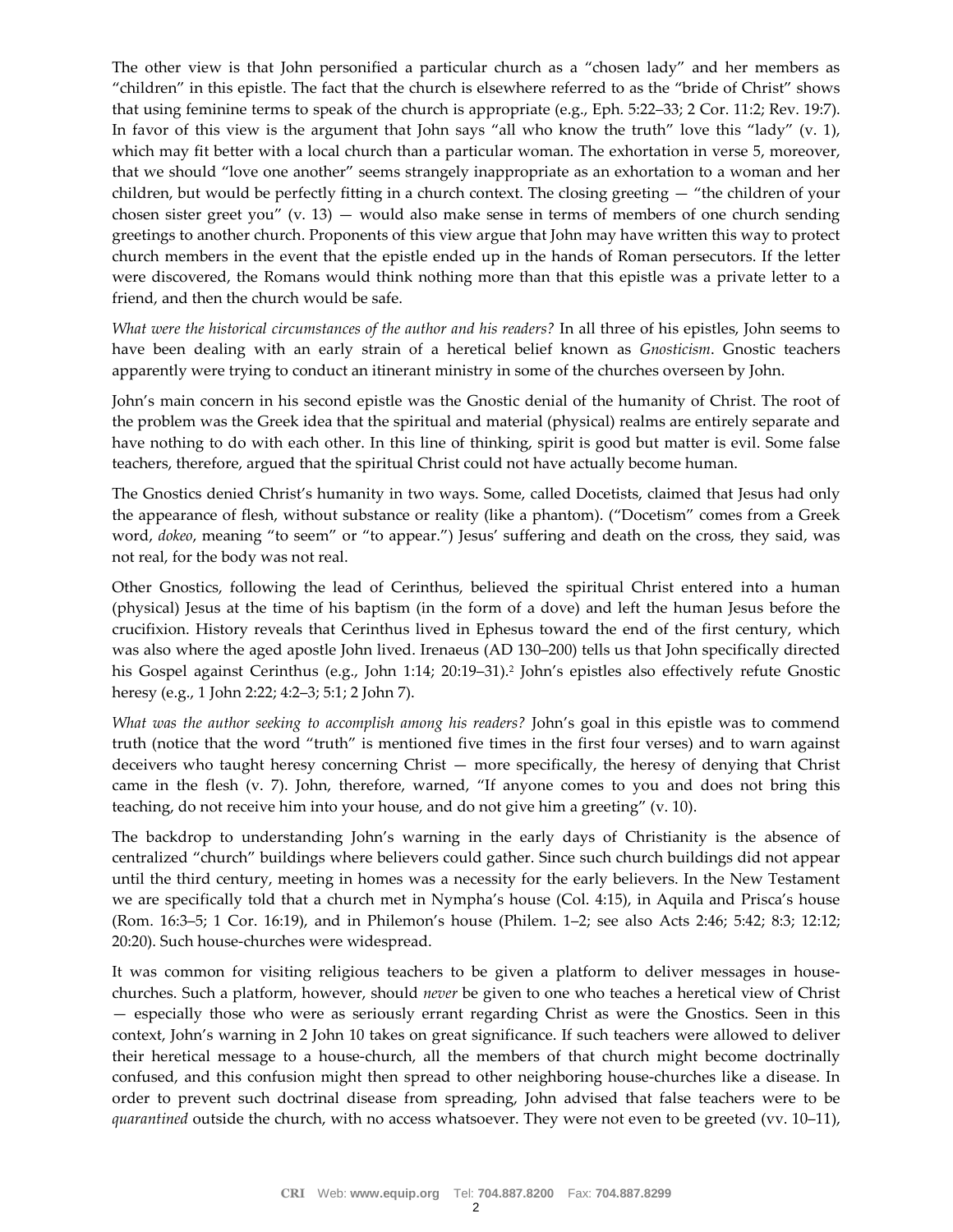The other view is that John personified a particular church as a “chosen lady” and her members as “children” in this epistle. The fact that the church is elsewhere referred to as the “bride of Christ” shows that using feminine terms to speak of the church is appropriate (e.g., Eph. 5:22–33; 2 Cor. 11:2; Rev. 19:7). In favor of this view is the argument that John says “all who know the truth” love this “lady” (v. 1), which may fit better with a local church than a particular woman. The exhortation in verse 5, moreover, that we should “love one another” seems strangely inappropriate as an exhortation to a woman and her children, but would be perfectly fitting in a church context. The closing greeting — “the children of your chosen sister greet you” (v. 13) — would also make sense in terms of members of one church sending greetings to another church. Proponents of this view argue that John may have written this way to protect church members in the event that the epistle ended up in the hands of Roman persecutors. If the letter were discovered, the Romans would think nothing more than that this epistle was a private letter to a friend, and then the church would be safe.

*What were the historical circumstances of the author and his readers?* In all three of his epistles, John seems to have been dealing with an early strain of a heretical belief known as *Gnosticism*. Gnostic teachers apparently were trying to conduct an itinerant ministry in some of the churches overseen by John.

John’s main concern in his second epistle was the Gnostic denial of the humanity of Christ. The root of the problem was the Greek idea that the spiritual and material (physical) realms are entirely separate and have nothing to do with each other. In this line of thinking, spirit is good but matter is evil. Some false teachers, therefore, argued that the spiritual Christ could not have actually become human.

The Gnostics denied Christ’s humanity in two ways. Some, called Docetists, claimed that Jesus had only the appearance of flesh, without substance or reality (like a phantom). (“Docetism” comes from a Greek word, *dokeo*, meaning “to seem” or “to appear.”) Jesus’ suffering and death on the cross, they said, was not real, for the body was not real.

Other Gnostics, following the lead of Cerinthus, believed the spiritual Christ entered into a human (physical) Jesus at the time of his baptism (in the form of a dove) and left the human Jesus before the crucifixion. History reveals that Cerinthus lived in Ephesus toward the end of the first century, which was also where the aged apostle John lived. Irenaeus (AD 130–200) tells us that John specifically directed his Gospel against Cerinthus (e.g., John 1:14; 20:19–31).[2] John’s epistles also effectively refute Gnostic heresy (e.g., 1 John 2:22; 4:2–3; 5:1; 2 John 7).

*What was the author seeking to accomplish among his readers?* John’s goal in this epistle was to commend truth (notice that the word “truth” is mentioned five times in the first four verses) and to warn against deceivers who taught heresy concerning Christ — more specifically, the heresy of denying that Christ came in the flesh (v. 7). John, therefore, warned, “If anyone comes to you and does not bring this teaching, do not receive him into your house, and do not give him a greeting” (v. 10).

The backdrop to understanding John’s warning in the early days of Christianity is the absence of centralized “church” buildings where believers could gather. Since such church buildings did not appear until the third century, meeting in homes was a necessity for the early believers. In the New Testament we are specifically told that a church met in Nympha’s house (Col. 4:15), in Aquila and Prisca’s house (Rom. 16:3–5; 1 Cor. 16:19), and in Philemon’s house (Philem. 1–2; see also Acts 2:46; 5:42; 8:3; 12:12; 20:20). Such house-churches were widespread.

It was common for visiting religious teachers to be given a platform to deliver messages in house-churches. Such a platform, however, should *never* be given to one who teaches a heretical view of Christ — especially those who were as seriously errant regarding Christ as were the Gnostics. Seen in this context, John’s warning in 2 John 10 takes on great significance. If such teachers were allowed to deliver their heretical message to a house-church, all the members of that church might become doctrinally confused, and this confusion might then spread to other neighboring house-churches like a disease. In order to prevent such doctrinal disease from spreading, John advised that false teachers were to be *quarantined* outside the church, with no access whatsoever. They were not even to be greeted (vv. 10–11),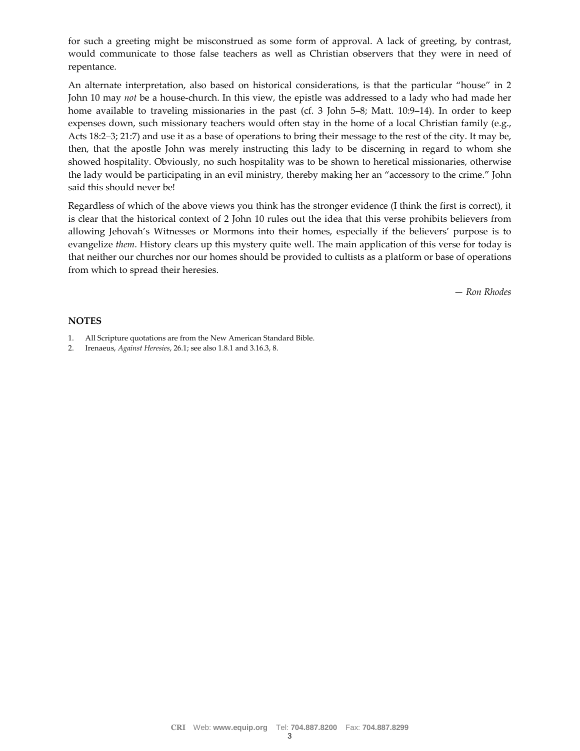for such a greeting might be misconstrued as some form of approval. A lack of greeting, by contrast, would communicate to those false teachers as well as Christian observers that they were in need of repentance.

An alternate interpretation, also based on historical considerations, is that the particular "house" in 2 John 10 may *not* be a house-church. In this view, the epistle was addressed to a lady who had made her home available to traveling missionaries in the past (cf. 3 John 5–8; Matt. 10:9–14). In order to keep expenses down, such missionary teachers would often stay in the home of a local Christian family (e.g., Acts 18:2–3; 21:7) and use it as a base of operations to bring their message to the rest of the city. It may be, then, that the apostle John was merely instructing this lady to be discerning in regard to whom she showed hospitality. Obviously, no such hospitality was to be shown to heretical missionaries, otherwise the lady would be participating in an evil ministry, thereby making her an "accessory to the crime." John said this should never be!

Regardless of which of the above views you think has the stronger evidence (I think the first is correct), it is clear that the historical context of 2 John 10 rules out the idea that this verse prohibits believers from allowing Jehovah's Witnesses or Mormons into their homes, especially if the believers' purpose is to evangelize *them*. History clears up this mystery quite well. The main application of this verse for today is that neither our churches nor our homes should be provided to cultists as a platform or base of operations from which to spread their heresies.

— *Ron Rhodes*

**NOTES**

1. All Scripture quotations are from the New American Standard Bible.
2. Irenaeus, *Against Heresies*, 26.1; see also 1.8.1 and 3.16.3, 8.